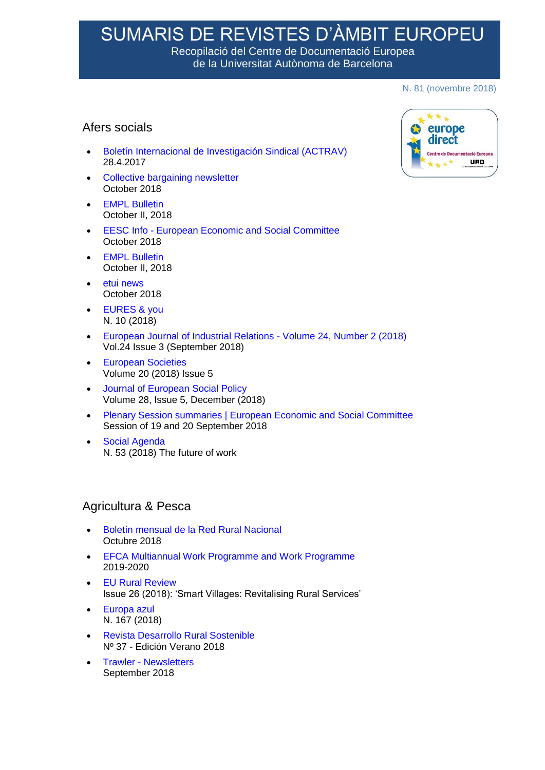# SUMARIS DE REVISTES D'ÀMBIT EUROPEU

Recopilació del Centre de Documentació Europea
de la Universitat Autònoma de Barcelona

N. 81 (novembre 2018)

## Afers socials

- Boletín Internacional de Investigación Sindical (ACTRAV)
  28.4.2017
- Collective bargaining newsletter
  October 2018
- EMPL Bulletin
  October II, 2018
- EESC Info - European Economic and Social Committee
  October 2018
- EMPL Bulletin
  October II, 2018
- etui news
  October 2018
- EURES & you
  N. 10 (2018)
- European Journal of Industrial Relations - Volume 24, Number 2 (2018)
  Vol.24 Issue 3 (September 2018)
- European Societies
  Volume 20 (2018) Issue 5
- Journal of European Social Policy
  Volume 28, Issue 5, December (2018)
- Plenary Session summaries | European Economic and Social Committee
  Session of 19 and 20 September 2018
- Social Agenda
  N. 53 (2018) The future of work

## Agricultura & Pesca

- Boletín mensual de la Red Rural Nacional
  Octubre 2018
- EFCA Multiannual Work Programme and Work Programme
  2019-2020
- EU Rural Review
  Issue 26 (2018): 'Smart Villages: Revitalising Rural Services'
- Europa azul
  N. 167 (2018)
- Revista Desarrollo Rural Sostenible
  Nº 37 - Edición Verano 2018
- Trawler - Newsletters
  September 2018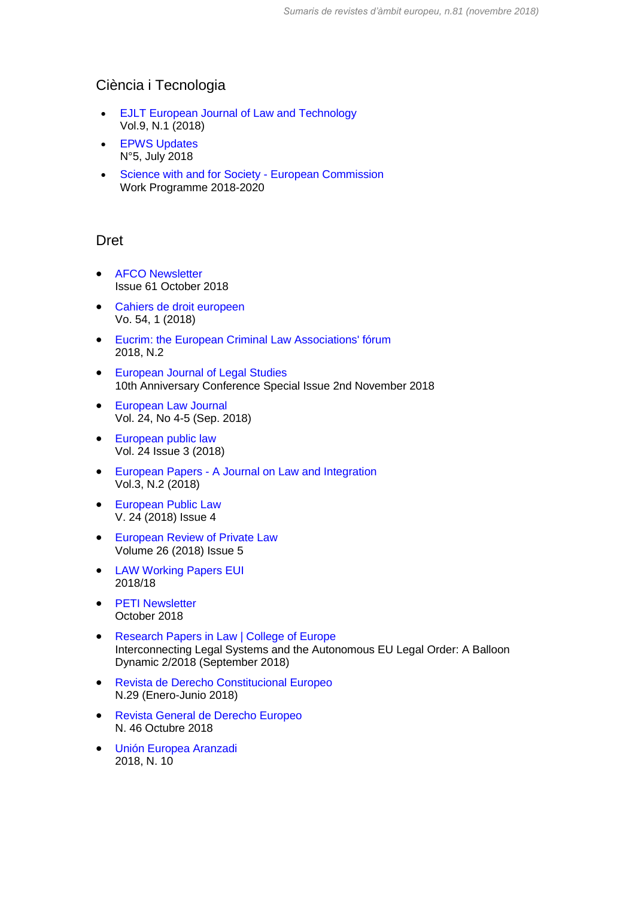## Ciència i Tecnologia

- EJLT European Journal of Law and Technology
  Vol.9, N.1 (2018)
- EPWS Updates
  N°5, July 2018
- Science with and for Society - European Commission
  Work Programme 2018-2020

## Dret

- AFCO Newsletter
  Issue 61 October 2018
- Cahiers de droit europeen
  Vo. 54, 1 (2018)
- Eucrim: the European Criminal Law Associations' fórum
  2018, N.2
- European Journal of Legal Studies
  10th Anniversary Conference Special Issue 2nd November 2018
- European Law Journal
  Vol. 24, No 4-5 (Sep. 2018)
- European public law
  Vol. 24 Issue 3 (2018)
- European Papers - A Journal on Law and Integration
  Vol.3, N.2 (2018)
- European Public Law
  V. 24 (2018) Issue 4
- European Review of Private Law
  Volume 26 (2018) Issue 5
- LAW Working Papers EUI
  2018/18
- PETI Newsletter
  October 2018
- Research Papers in Law | College of Europe
  Interconnecting Legal Systems and the Autonomous EU Legal Order: A Balloon Dynamic 2/2018 (September 2018)
- Revista de Derecho Constitucional Europeo
  N.29 (Enero-Junio 2018)
- Revista General de Derecho Europeo
  N. 46 Octubre 2018
- Unión Europea Aranzadi
  2018, N. 10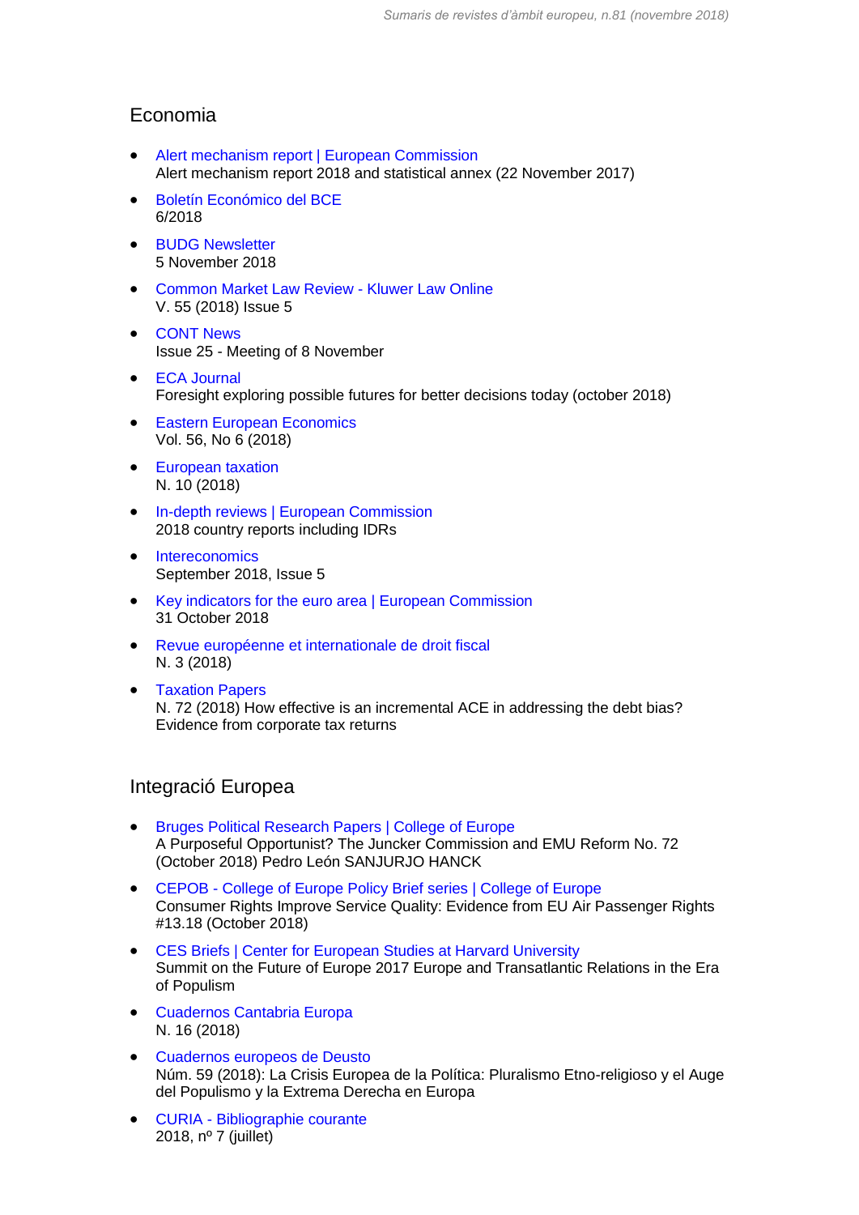## Economia

- Alert mechanism report | European Commission
  Alert mechanism report 2018 and statistical annex (22 November 2017)
- Boletín Económico del BCE
  6/2018
- BUDG Newsletter
  5 November 2018
- Common Market Law Review - Kluwer Law Online
  V. 55 (2018) Issue 5
- CONT News
  Issue 25 - Meeting of 8 November
- ECA Journal
  Foresight exploring possible futures for better decisions today (october 2018)
- Eastern European Economics
  Vol. 56, No 6 (2018)
- European taxation
  N. 10 (2018)
- In-depth reviews | European Commission
  2018 country reports including IDRs
- Intereconomics
  September 2018, Issue 5
- Key indicators for the euro area | European Commission
  31 October 2018
- Revue européenne et internationale de droit fiscal
  N. 3 (2018)
- Taxation Papers
  N. 72 (2018) How effective is an incremental ACE in addressing the debt bias? Evidence from corporate tax returns

## Integració Europea

- Bruges Political Research Papers | College of Europe
  A Purposeful Opportunist? The Juncker Commission and EMU Reform No. 72 (October 2018) Pedro León SANJURJO HANCK
- CEPOB - College of Europe Policy Brief series | College of Europe
  Consumer Rights Improve Service Quality: Evidence from EU Air Passenger Rights #13.18 (October 2018)
- CES Briefs | Center for European Studies at Harvard University
  Summit on the Future of Europe 2017 Europe and Transatlantic Relations in the Era of Populism
- Cuadernos Cantabria Europa
  N. 16 (2018)
- Cuadernos europeos de Deusto
  Núm. 59 (2018): La Crisis Europea de la Política: Pluralismo Etno-religioso y el Auge del Populismo y la Extrema Derecha en Europa
- CURIA - Bibliographie courante
  2018, nº 7 (juillet)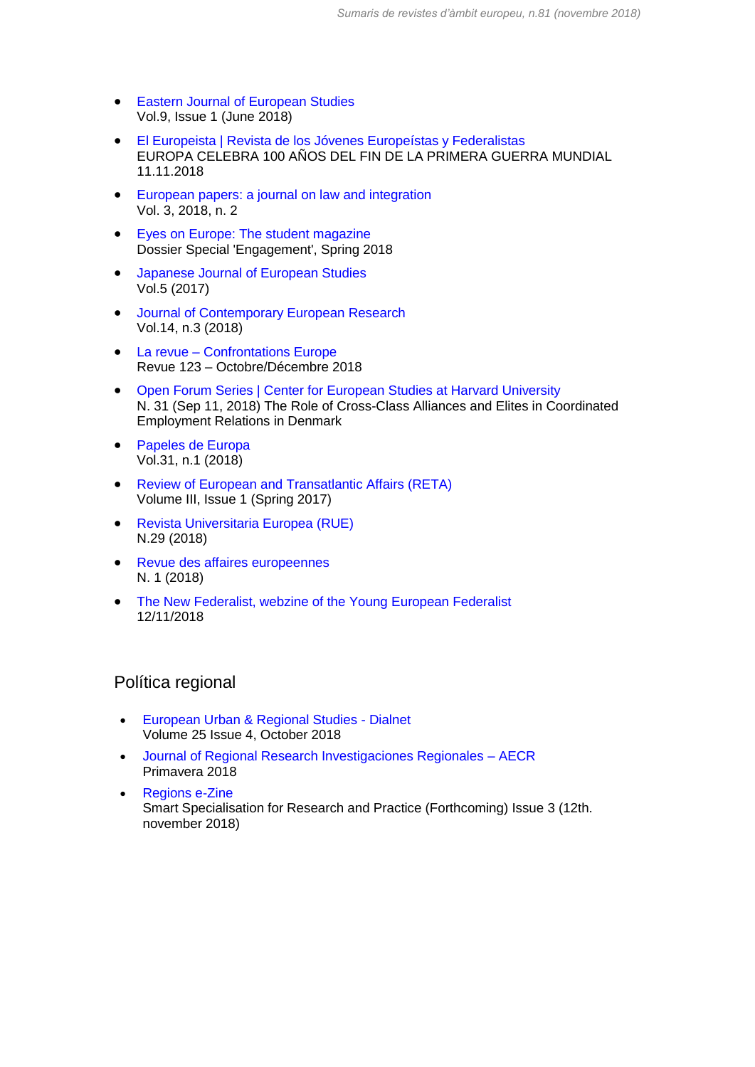- Eastern Journal of European Studies
  Vol.9, Issue 1 (June 2018)
- El Europeista | Revista de los Jóvenes Europeístas y Federalistas
  EUROPA CELEBRA 100 AÑOS DEL FIN DE LA PRIMERA GUERRA MUNDIAL 11.11.2018
- European papers: a journal on law and integration
  Vol. 3, 2018, n. 2
- Eyes on Europe: The student magazine
  Dossier Special 'Engagement', Spring 2018
- Japanese Journal of European Studies
  Vol.5 (2017)
- Journal of Contemporary European Research
  Vol.14, n.3 (2018)
- La revue – Confrontations Europe
  Revue 123 – Octobre/Décembre 2018
- Open Forum Series | Center for European Studies at Harvard University
  N. 31 (Sep 11, 2018) The Role of Cross-Class Alliances and Elites in Coordinated Employment Relations in Denmark
- Papeles de Europa
  Vol.31, n.1 (2018)
- Review of European and Transatlantic Affairs (RETA)
  Volume III, Issue 1 (Spring 2017)
- Revista Universitaria Europea (RUE)
  N.29 (2018)
- Revue des affaires europeennes
  N. 1 (2018)
- The New Federalist, webzine of the Young European Federalist
  12/11/2018

## Política regional

- European Urban & Regional Studies - Dialnet
  Volume 25 Issue 4, October 2018
- Journal of Regional Research Investigaciones Regionales – AECR
  Primavera 2018
- Regions e-Zine
  Smart Specialisation for Research and Practice (Forthcoming) Issue 3 (12th. november 2018)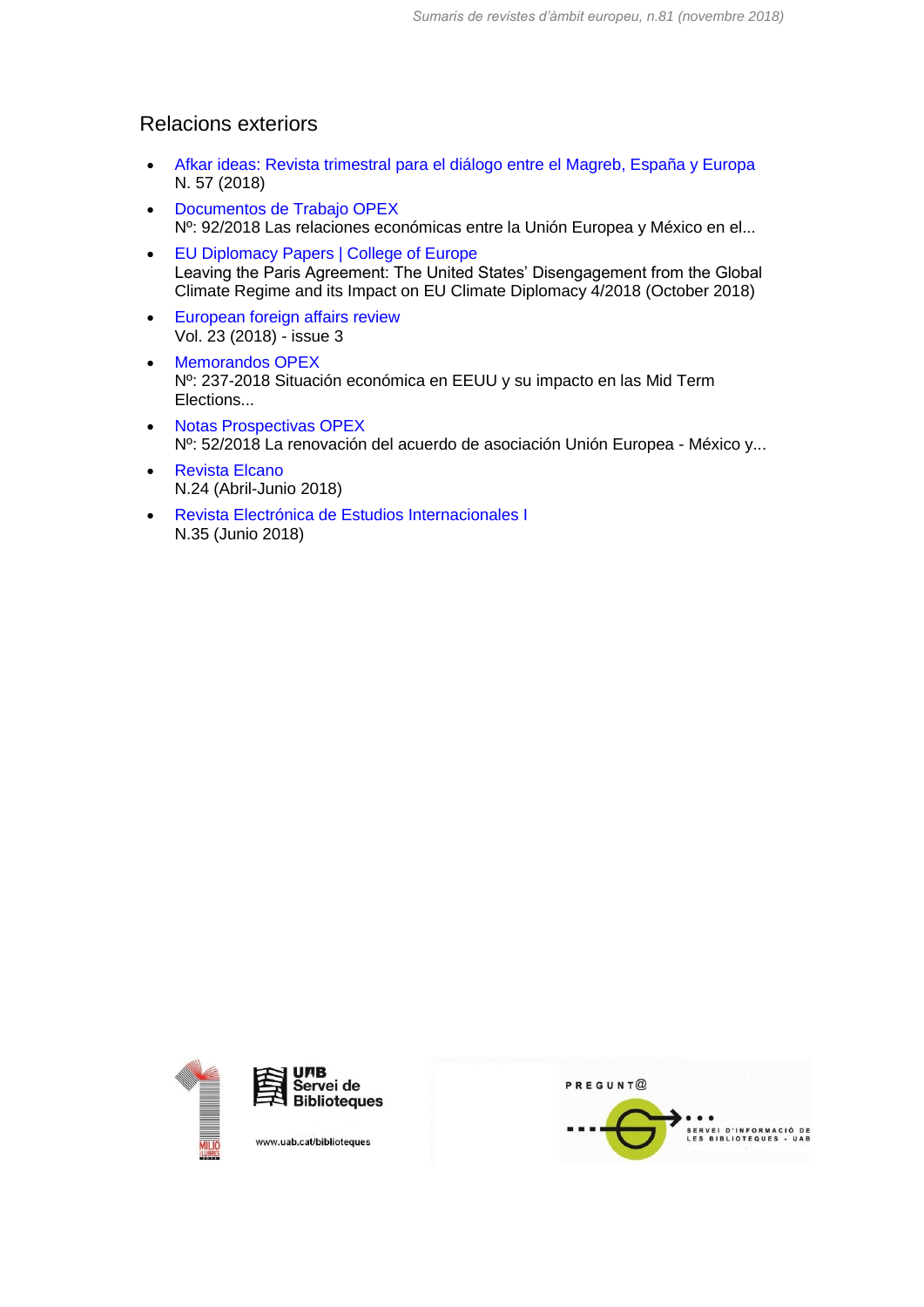## Relacions exteriors

- Afkar ideas: Revista trimestral para el diálogo entre el Magreb, España y Europa
  N. 57 (2018)
- Documentos de Trabajo OPEX
  Nº: 92/2018 Las relaciones económicas entre la Unión Europea y México en el...
- EU Diplomacy Papers | College of Europe
  Leaving the Paris Agreement: The United States' Disengagement from the Global Climate Regime and its Impact on EU Climate Diplomacy 4/2018 (October 2018)
- European foreign affairs review
  Vol. 23 (2018) - issue 3
- Memorandos OPEX
  Nº: 237-2018 Situación económica en EEUU y su impacto en las Mid Term Elections...
- Notas Prospectivas OPEX
  Nº: 52/2018 La renovación del acuerdo de asociación Unión Europea - México y...
- Revista Elcano
  N.24 (Abril-Junio 2018)
- Revista Electrónica de Estudios Internacionales I
  N.35 (Junio 2018)

UAB Servei de Biblioteques
www.uab.cat/biblioteques

PREGUNT@
SERVEI D'INFORMACIÓ DE LES BIBLIOTEQUES - UAB